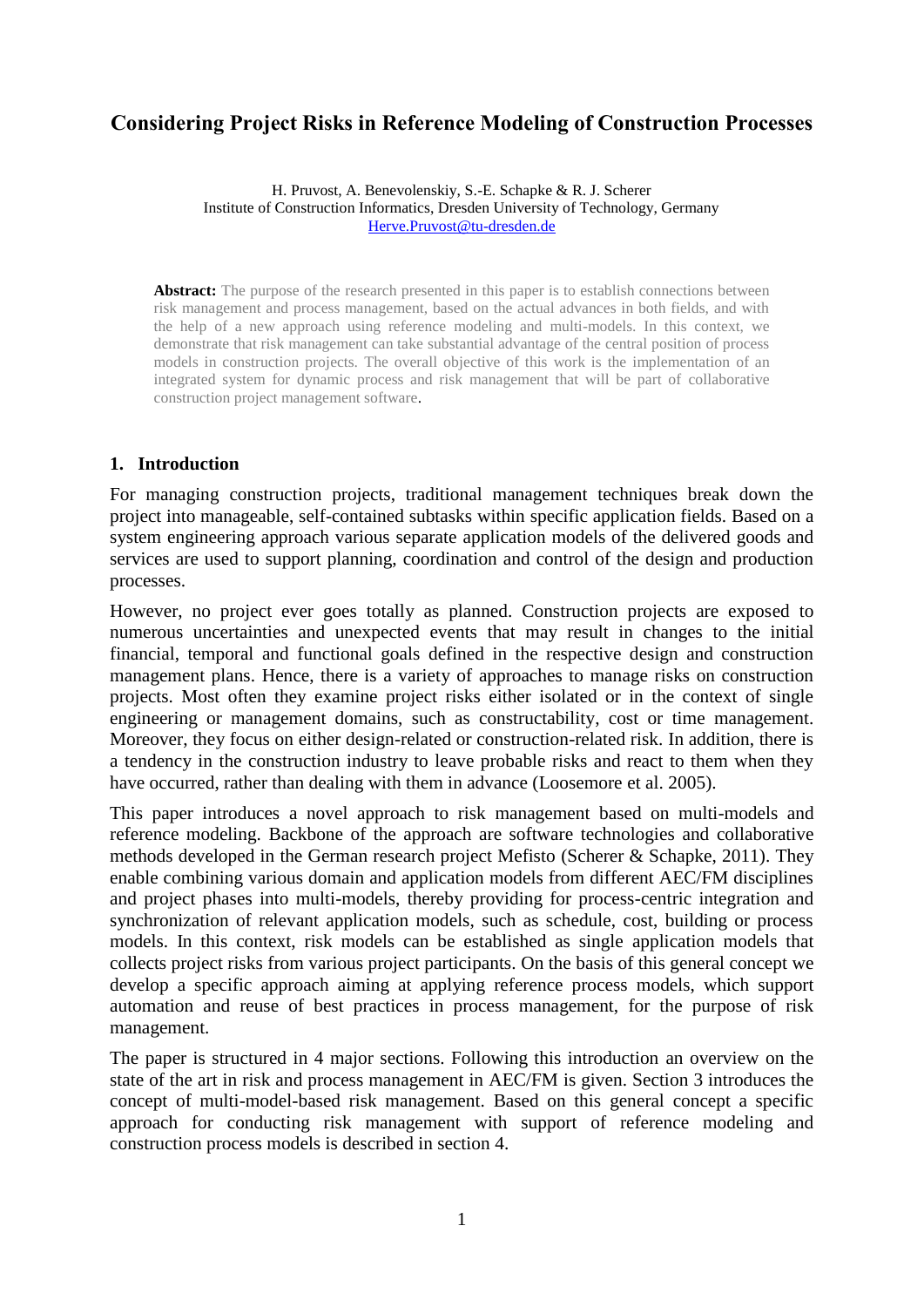# Considering Project Risks in Reference Modeling of Construction Processes

H. Pruvost, A. Benevolenskiy, S.-E. Schapke & R. J. Scherer
Institute of Construction Informatics, Dresden University of Technology, Germany
Herve.Pruvost@tu-dresden.de

**Abstract:** The purpose of the research presented in this paper is to establish connections between risk management and process management, based on the actual advances in both fields, and with the help of a new approach using reference modeling and multi-models. In this context, we demonstrate that risk management can take substantial advantage of the central position of process models in construction projects. The overall objective of this work is the implementation of an integrated system for dynamic process and risk management that will be part of collaborative construction project management software.

## 1. Introduction

For managing construction projects, traditional management techniques break down the project into manageable, self-contained subtasks within specific application fields. Based on a system engineering approach various separate application models of the delivered goods and services are used to support planning, coordination and control of the design and production processes.

However, no project ever goes totally as planned. Construction projects are exposed to numerous uncertainties and unexpected events that may result in changes to the initial financial, temporal and functional goals defined in the respective design and construction management plans. Hence, there is a variety of approaches to manage risks on construction projects. Most often they examine project risks either isolated or in the context of single engineering or management domains, such as constructability, cost or time management. Moreover, they focus on either design-related or construction-related risk. In addition, there is a tendency in the construction industry to leave probable risks and react to them when they have occurred, rather than dealing with them in advance (Loosemore et al. 2005).

This paper introduces a novel approach to risk management based on multi-models and reference modeling. Backbone of the approach are software technologies and collaborative methods developed in the German research project Mefisto (Scherer & Schapke, 2011). They enable combining various domain and application models from different AEC/FM disciplines and project phases into multi-models, thereby providing for process-centric integration and synchronization of relevant application models, such as schedule, cost, building or process models. In this context, risk models can be established as single application models that collects project risks from various project participants. On the basis of this general concept we develop a specific approach aiming at applying reference process models, which support automation and reuse of best practices in process management, for the purpose of risk management.

The paper is structured in 4 major sections. Following this introduction an overview on the state of the art in risk and process management in AEC/FM is given. Section 3 introduces the concept of multi-model-based risk management. Based on this general concept a specific approach for conducting risk management with support of reference modeling and construction process models is described in section 4.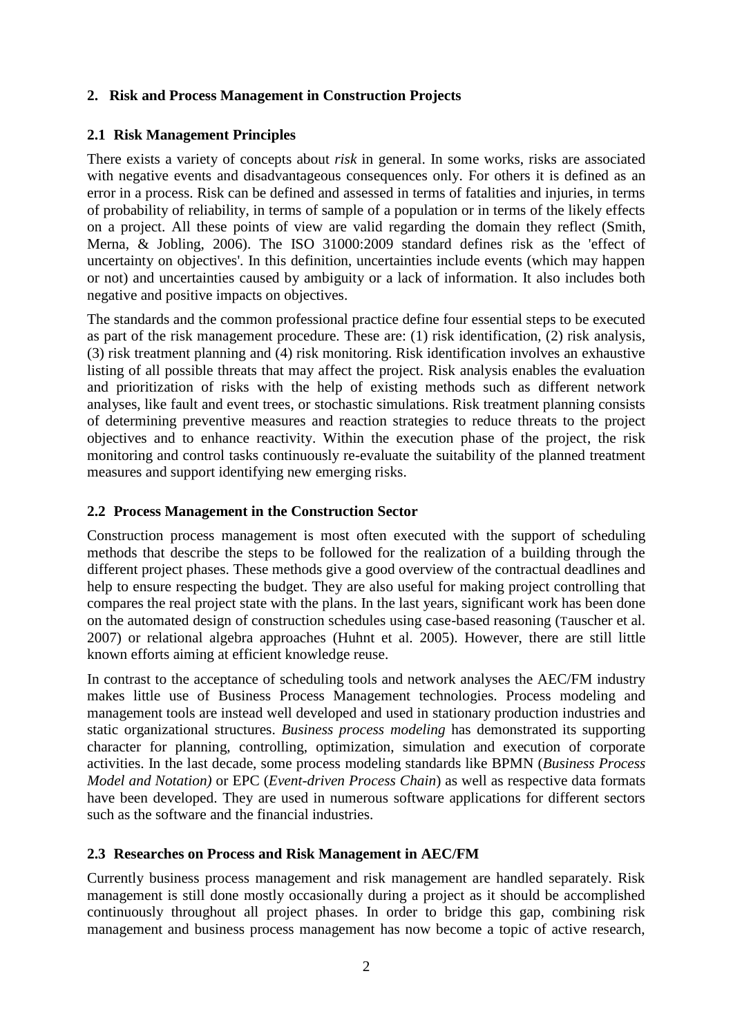## 2. Risk and Process Management in Construction Projects

### 2.1 Risk Management Principles

There exists a variety of concepts about *risk* in general. In some works, risks are associated with negative events and disadvantageous consequences only. For others it is defined as an error in a process. Risk can be defined and assessed in terms of fatalities and injuries, in terms of probability of reliability, in terms of sample of a population or in terms of the likely effects on a project. All these points of view are valid regarding the domain they reflect (Smith, Merna, & Jobling, 2006). The ISO 31000:2009 standard defines risk as the 'effect of uncertainty on objectives'. In this definition, uncertainties include events (which may happen or not) and uncertainties caused by ambiguity or a lack of information. It also includes both negative and positive impacts on objectives.

The standards and the common professional practice define four essential steps to be executed as part of the risk management procedure. These are: (1) risk identification, (2) risk analysis, (3) risk treatment planning and (4) risk monitoring. Risk identification involves an exhaustive listing of all possible threats that may affect the project. Risk analysis enables the evaluation and prioritization of risks with the help of existing methods such as different network analyses, like fault and event trees, or stochastic simulations. Risk treatment planning consists of determining preventive measures and reaction strategies to reduce threats to the project objectives and to enhance reactivity. Within the execution phase of the project, the risk monitoring and control tasks continuously re-evaluate the suitability of the planned treatment measures and support identifying new emerging risks.

### 2.2 Process Management in the Construction Sector

Construction process management is most often executed with the support of scheduling methods that describe the steps to be followed for the realization of a building through the different project phases. These methods give a good overview of the contractual deadlines and help to ensure respecting the budget. They are also useful for making project controlling that compares the real project state with the plans. In the last years, significant work has been done on the automated design of construction schedules using case-based reasoning (Tauscher et al. 2007) or relational algebra approaches (Huhnt et al. 2005). However, there are still little known efforts aiming at efficient knowledge reuse.

In contrast to the acceptance of scheduling tools and network analyses the AEC/FM industry makes little use of Business Process Management technologies. Process modeling and management tools are instead well developed and used in stationary production industries and static organizational structures. *Business process modeling* has demonstrated its supporting character for planning, controlling, optimization, simulation and execution of corporate activities. In the last decade, some process modeling standards like BPMN (*Business Process Model and Notation)* or EPC (*Event-driven Process Chain*) as well as respective data formats have been developed. They are used in numerous software applications for different sectors such as the software and the financial industries.

### 2.3 Researches on Process and Risk Management in AEC/FM

Currently business process management and risk management are handled separately. Risk management is still done mostly occasionally during a project as it should be accomplished continuously throughout all project phases. In order to bridge this gap, combining risk management and business process management has now become a topic of active research,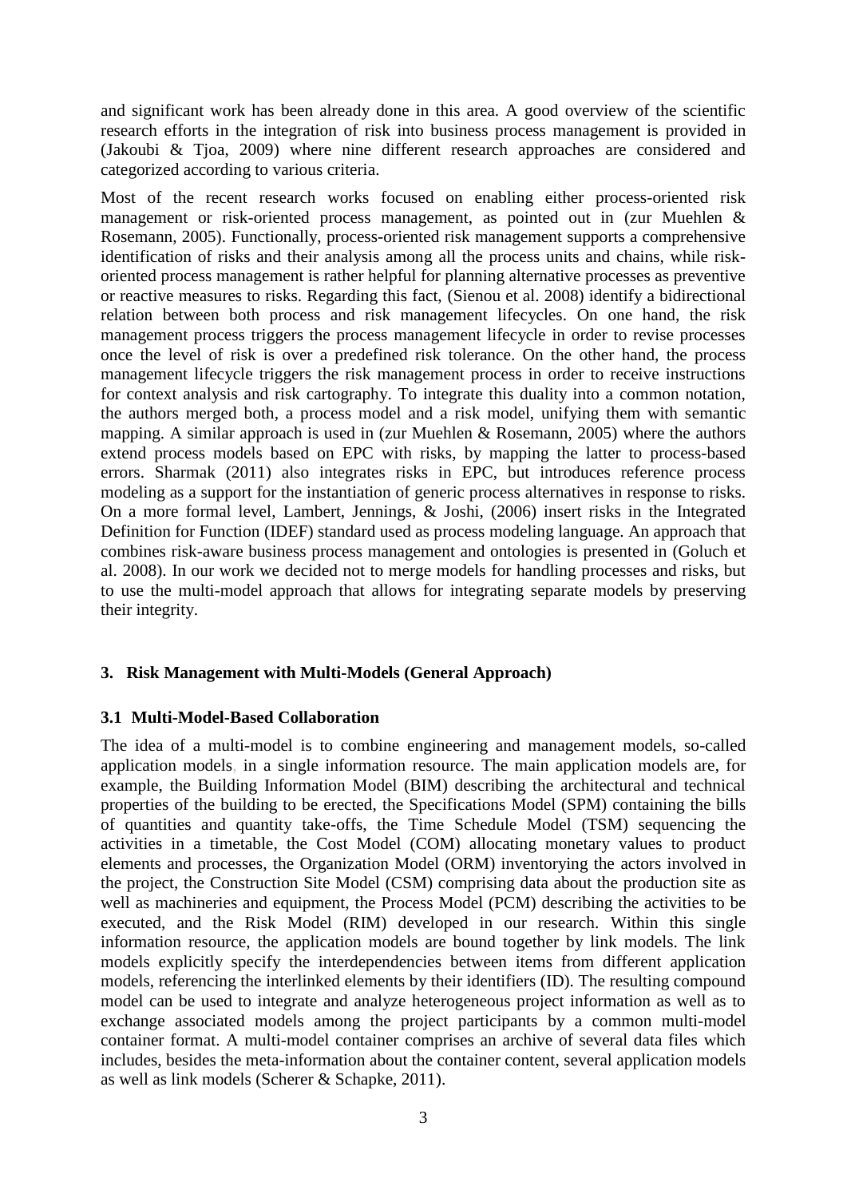and significant work has been already done in this area. A good overview of the scientific research efforts in the integration of risk into business process management is provided in (Jakoubi & Tjoa, 2009) where nine different research approaches are considered and categorized according to various criteria.

Most of the recent research works focused on enabling either process-oriented risk management or risk-oriented process management, as pointed out in (zur Muehlen & Rosemann, 2005). Functionally, process-oriented risk management supports a comprehensive identification of risks and their analysis among all the process units and chains, while risk-oriented process management is rather helpful for planning alternative processes as preventive or reactive measures to risks. Regarding this fact, (Sienou et al. 2008) identify a bidirectional relation between both process and risk management lifecycles. On one hand, the risk management process triggers the process management lifecycle in order to revise processes once the level of risk is over a predefined risk tolerance. On the other hand, the process management lifecycle triggers the risk management process in order to receive instructions for context analysis and risk cartography. To integrate this duality into a common notation, the authors merged both, a process model and a risk model, unifying them with semantic mapping. A similar approach is used in (zur Muehlen & Rosemann, 2005) where the authors extend process models based on EPC with risks, by mapping the latter to process-based errors. Sharmak (2011) also integrates risks in EPC, but introduces reference process modeling as a support for the instantiation of generic process alternatives in response to risks. On a more formal level, Lambert, Jennings, & Joshi, (2006) insert risks in the Integrated Definition for Function (IDEF) standard used as process modeling language. An approach that combines risk-aware business process management and ontologies is presented in (Goluch et al. 2008). In our work we decided not to merge models for handling processes and risks, but to use the multi-model approach that allows for integrating separate models by preserving their integrity.

## 3. Risk Management with Multi-Models (General Approach)

### 3.1 Multi-Model-Based Collaboration

The idea of a multi-model is to combine engineering and management models, so-called application models, in a single information resource. The main application models are, for example, the Building Information Model (BIM) describing the architectural and technical properties of the building to be erected, the Specifications Model (SPM) containing the bills of quantities and quantity take-offs, the Time Schedule Model (TSM) sequencing the activities in a timetable, the Cost Model (COM) allocating monetary values to product elements and processes, the Organization Model (ORM) inventorying the actors involved in the project, the Construction Site Model (CSM) comprising data about the production site as well as machineries and equipment, the Process Model (PCM) describing the activities to be executed, and the Risk Model (RIM) developed in our research. Within this single information resource, the application models are bound together by link models. The link models explicitly specify the interdependencies between items from different application models, referencing the interlinked elements by their identifiers (ID). The resulting compound model can be used to integrate and analyze heterogeneous project information as well as to exchange associated models among the project participants by a common multi-model container format. A multi-model container comprises an archive of several data files which includes, besides the meta-information about the container content, several application models as well as link models (Scherer & Schapke, 2011).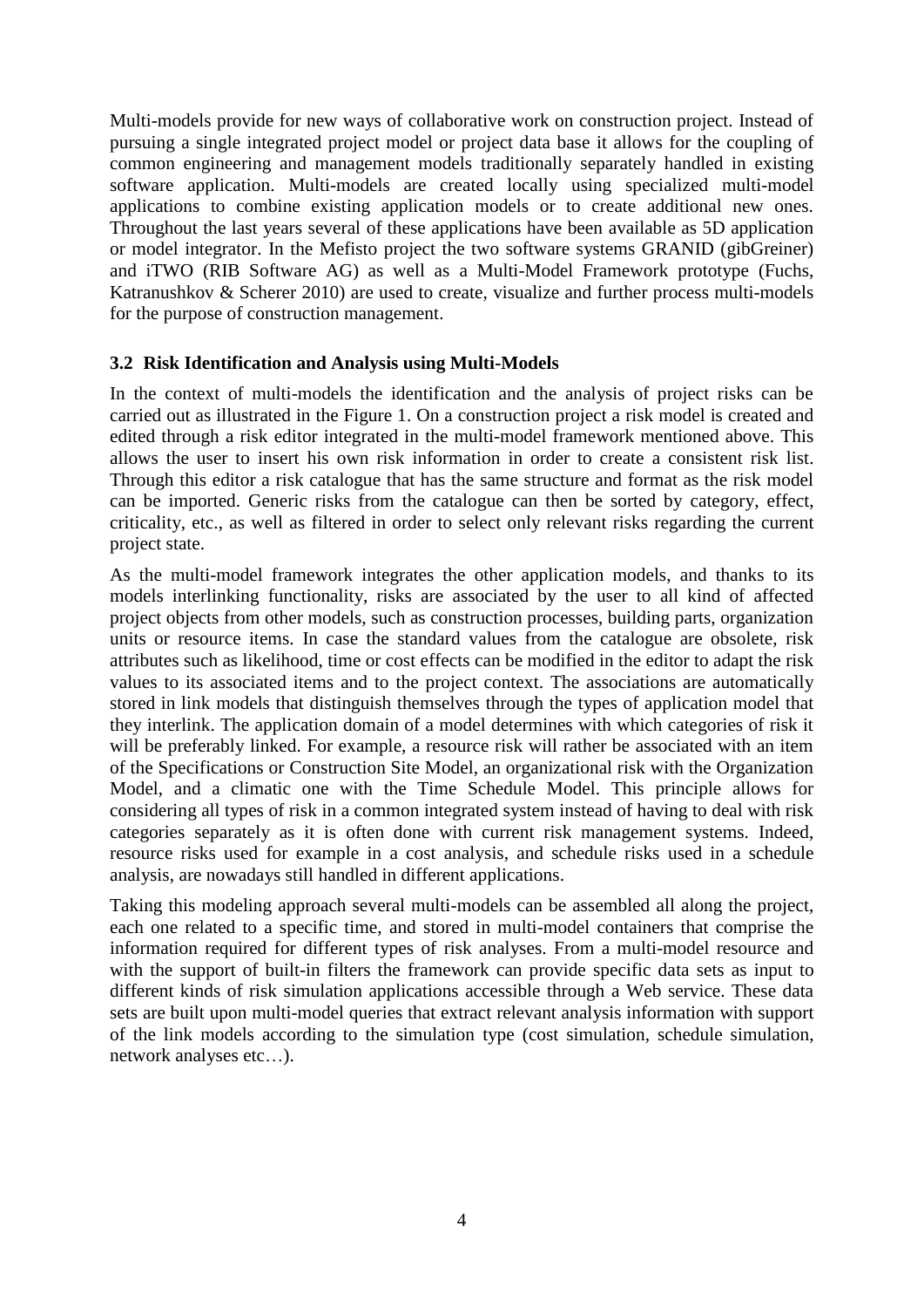Multi-models provide for new ways of collaborative work on construction project. Instead of pursuing a single integrated project model or project data base it allows for the coupling of common engineering and management models traditionally separately handled in existing software application. Multi-models are created locally using specialized multi-model applications to combine existing application models or to create additional new ones. Throughout the last years several of these applications have been available as 5D application or model integrator. In the Mefisto project the two software systems GRANID (gibGreiner) and iTWO (RIB Software AG) as well as a Multi-Model Framework prototype (Fuchs, Katranushkov & Scherer 2010) are used to create, visualize and further process multi-models for the purpose of construction management.

### 3.2 Risk Identification and Analysis using Multi-Models

In the context of multi-models the identification and the analysis of project risks can be carried out as illustrated in the Figure 1. On a construction project a risk model is created and edited through a risk editor integrated in the multi-model framework mentioned above. This allows the user to insert his own risk information in order to create a consistent risk list. Through this editor a risk catalogue that has the same structure and format as the risk model can be imported. Generic risks from the catalogue can then be sorted by category, effect, criticality, etc., as well as filtered in order to select only relevant risks regarding the current project state.

As the multi-model framework integrates the other application models, and thanks to its models interlinking functionality, risks are associated by the user to all kind of affected project objects from other models, such as construction processes, building parts, organization units or resource items. In case the standard values from the catalogue are obsolete, risk attributes such as likelihood, time or cost effects can be modified in the editor to adapt the risk values to its associated items and to the project context. The associations are automatically stored in link models that distinguish themselves through the types of application model that they interlink. The application domain of a model determines with which categories of risk it will be preferably linked. For example, a resource risk will rather be associated with an item of the Specifications or Construction Site Model, an organizational risk with the Organization Model, and a climatic one with the Time Schedule Model. This principle allows for considering all types of risk in a common integrated system instead of having to deal with risk categories separately as it is often done with current risk management systems. Indeed, resource risks used for example in a cost analysis, and schedule risks used in a schedule analysis, are nowadays still handled in different applications.

Taking this modeling approach several multi-models can be assembled all along the project, each one related to a specific time, and stored in multi-model containers that comprise the information required for different types of risk analyses. From a multi-model resource and with the support of built-in filters the framework can provide specific data sets as input to different kinds of risk simulation applications accessible through a Web service. These data sets are built upon multi-model queries that extract relevant analysis information with support of the link models according to the simulation type (cost simulation, schedule simulation, network analyses etc…).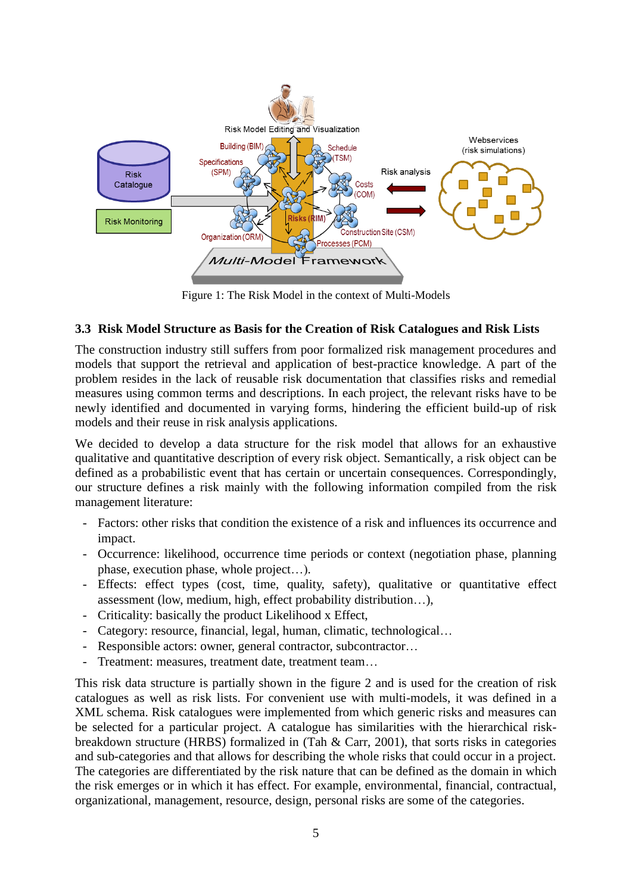Risk Model Editing and Visualization

Risk Catalogue

Risk Monitoring

Building (BIM)

Specifications (SPM)

Organization (ORM)

Risks (RIM)

Schedule (TSM)

Costs (COM)

Construction Site (CSM)

Processes (PCM)

Risk analysis

Webservices (risk simulations)

Multi-Model Framework

Figure 1: The Risk Model in the context of Multi-Models

### 3.3 Risk Model Structure as Basis for the Creation of Risk Catalogues and Risk Lists

The construction industry still suffers from poor formalized risk management procedures and models that support the retrieval and application of best-practice knowledge. A part of the problem resides in the lack of reusable risk documentation that classifies risks and remedial measures using common terms and descriptions. In each project, the relevant risks have to be newly identified and documented in varying forms, hindering the efficient build-up of risk models and their reuse in risk analysis applications.

We decided to develop a data structure for the risk model that allows for an exhaustive qualitative and quantitative description of every risk object. Semantically, a risk object can be defined as a probabilistic event that has certain or uncertain consequences. Correspondingly, our structure defines a risk mainly with the following information compiled from the risk management literature:

- Factors: other risks that condition the existence of a risk and influences its occurrence and impact.
- Occurrence: likelihood, occurrence time periods or context (negotiation phase, planning phase, execution phase, whole project…).
- Effects: effect types (cost, time, quality, safety), qualitative or quantitative effect assessment (low, medium, high, effect probability distribution…),
- Criticality: basically the product Likelihood x Effect,
- Category: resource, financial, legal, human, climatic, technological…
- Responsible actors: owner, general contractor, subcontractor…
- Treatment: measures, treatment date, treatment team…

This risk data structure is partially shown in the figure 2 and is used for the creation of risk catalogues as well as risk lists. For convenient use with multi-models, it was defined in a XML schema. Risk catalogues were implemented from which generic risks and measures can be selected for a particular project. A catalogue has similarities with the hierarchical risk-breakdown structure (HRBS) formalized in (Tah & Carr, 2001), that sorts risks in categories and sub-categories and that allows for describing the whole risks that could occur in a project. The categories are differentiated by the risk nature that can be defined as the domain in which the risk emerges or in which it has effect. For example, environmental, financial, contractual, organizational, management, resource, design, personal risks are some of the categories.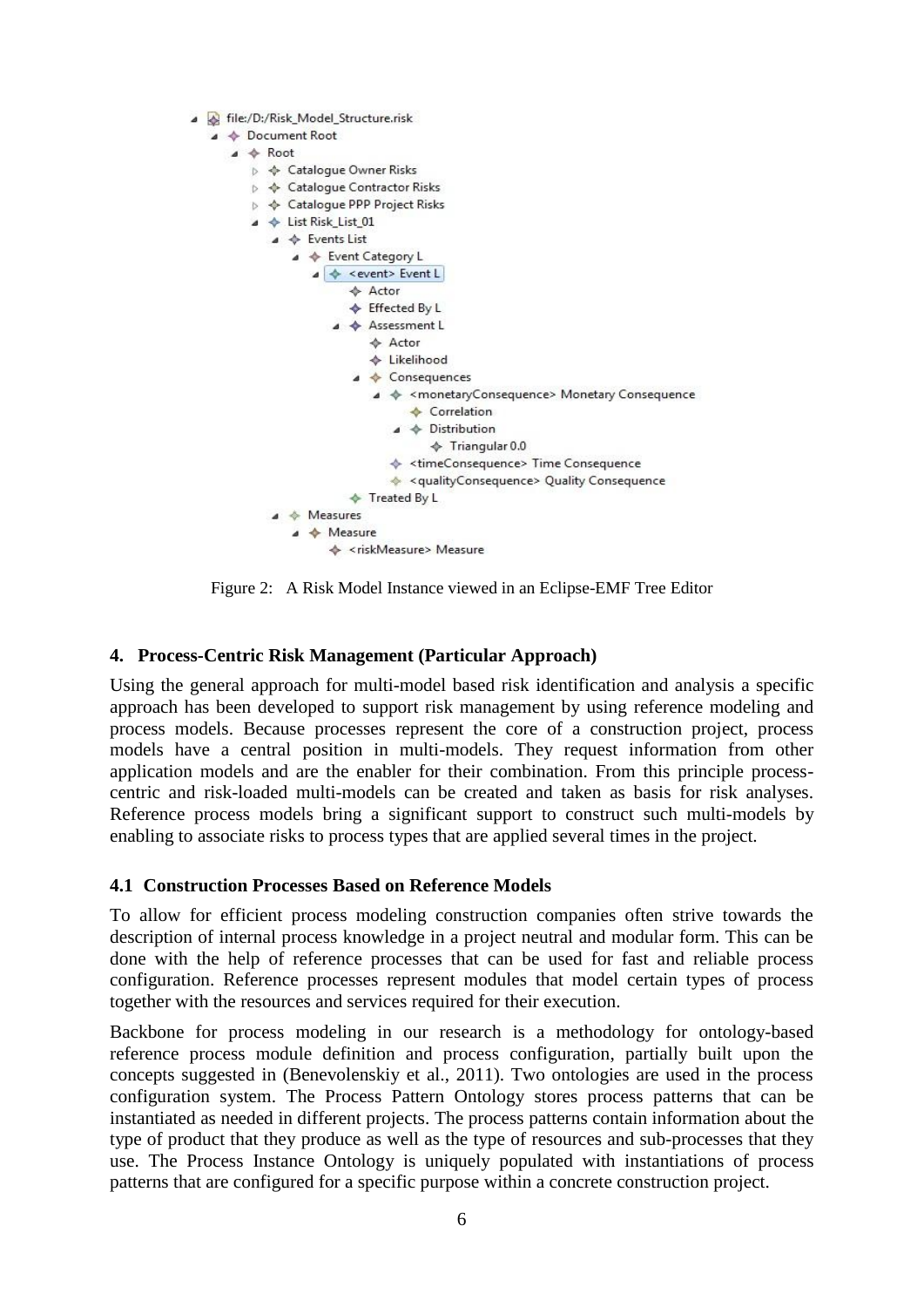file:/D:/Risk_Model_Structure.risk
Document Root
Root
Catalogue Owner Risks
Catalogue Contractor Risks
Catalogue PPP Project Risks
List Risk_List_01
Events List
Event Category L
<event> Event L
Actor
Effected By L
Assessment L
Actor
Likelihood
Consequences
<monetaryConsequence> Monetary Consequence
Correlation
Distribution
Triangular 0.0
<timeConsequence> Time Consequence
<qualityConsequence> Quality Consequence
Treated By L
Measures
Measure
<riskMeasure> Measure

Figure 2: A Risk Model Instance viewed in an Eclipse-EMF Tree Editor

## 4. Process-Centric Risk Management (Particular Approach)

Using the general approach for multi-model based risk identification and analysis a specific approach has been developed to support risk management by using reference modeling and process models. Because processes represent the core of a construction project, process models have a central position in multi-models. They request information from other application models and are the enabler for their combination. From this principle process-centric and risk-loaded multi-models can be created and taken as basis for risk analyses. Reference process models bring a significant support to construct such multi-models by enabling to associate risks to process types that are applied several times in the project.

### 4.1 Construction Processes Based on Reference Models

To allow for efficient process modeling construction companies often strive towards the description of internal process knowledge in a project neutral and modular form. This can be done with the help of reference processes that can be used for fast and reliable process configuration. Reference processes represent modules that model certain types of process together with the resources and services required for their execution.

Backbone for process modeling in our research is a methodology for ontology-based reference process module definition and process configuration, partially built upon the concepts suggested in (Benevolenskiy et al., 2011). Two ontologies are used in the process configuration system. The Process Pattern Ontology stores process patterns that can be instantiated as needed in different projects. The process patterns contain information about the type of product that they produce as well as the type of resources and sub-processes that they use. The Process Instance Ontology is uniquely populated with instantiations of process patterns that are configured for a specific purpose within a concrete construction project.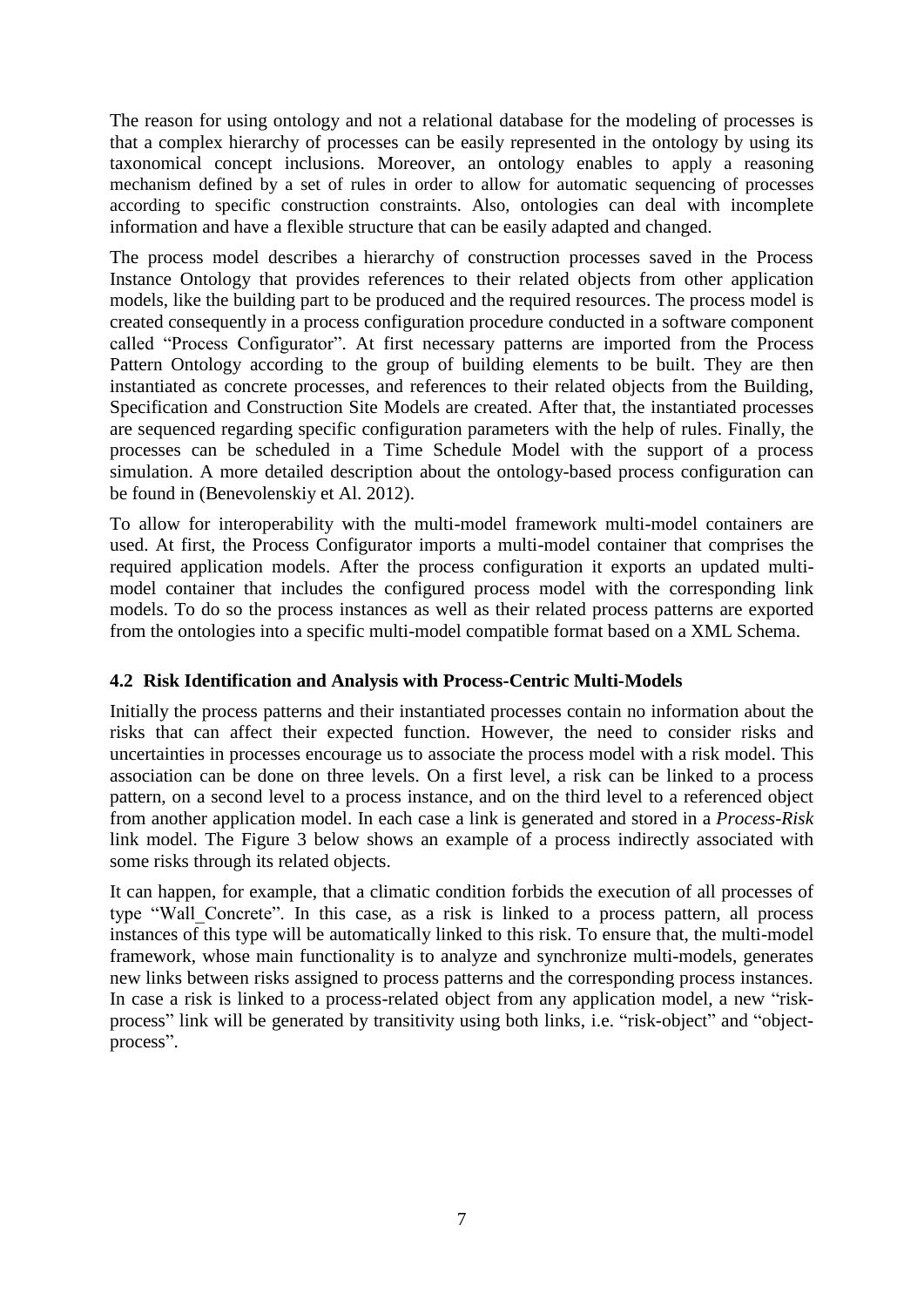The reason for using ontology and not a relational database for the modeling of processes is that a complex hierarchy of processes can be easily represented in the ontology by using its taxonomical concept inclusions. Moreover, an ontology enables to apply a reasoning mechanism defined by a set of rules in order to allow for automatic sequencing of processes according to specific construction constraints. Also, ontologies can deal with incomplete information and have a flexible structure that can be easily adapted and changed.

The process model describes a hierarchy of construction processes saved in the Process Instance Ontology that provides references to their related objects from other application models, like the building part to be produced and the required resources. The process model is created consequently in a process configuration procedure conducted in a software component called "Process Configurator". At first necessary patterns are imported from the Process Pattern Ontology according to the group of building elements to be built. They are then instantiated as concrete processes, and references to their related objects from the Building, Specification and Construction Site Models are created. After that, the instantiated processes are sequenced regarding specific configuration parameters with the help of rules. Finally, the processes can be scheduled in a Time Schedule Model with the support of a process simulation. A more detailed description about the ontology-based process configuration can be found in (Benevolenskiy et Al. 2012).

To allow for interoperability with the multi-model framework multi-model containers are used. At first, the Process Configurator imports a multi-model container that comprises the required application models. After the process configuration it exports an updated multi-model container that includes the configured process model with the corresponding link models. To do so the process instances as well as their related process patterns are exported from the ontologies into a specific multi-model compatible format based on a XML Schema.

### 4.2 Risk Identification and Analysis with Process-Centric Multi-Models

Initially the process patterns and their instantiated processes contain no information about the risks that can affect their expected function. However, the need to consider risks and uncertainties in processes encourage us to associate the process model with a risk model. This association can be done on three levels. On a first level, a risk can be linked to a process pattern, on a second level to a process instance, and on the third level to a referenced object from another application model. In each case a link is generated and stored in a *Process-Risk* link model. The Figure 3 below shows an example of a process indirectly associated with some risks through its related objects.

It can happen, for example, that a climatic condition forbids the execution of all processes of type "Wall_Concrete". In this case, as a risk is linked to a process pattern, all process instances of this type will be automatically linked to this risk. To ensure that, the multi-model framework, whose main functionality is to analyze and synchronize multi-models, generates new links between risks assigned to process patterns and the corresponding process instances. In case a risk is linked to a process-related object from any application model, a new "risk-process" link will be generated by transitivity using both links, i.e. "risk-object" and "object-process".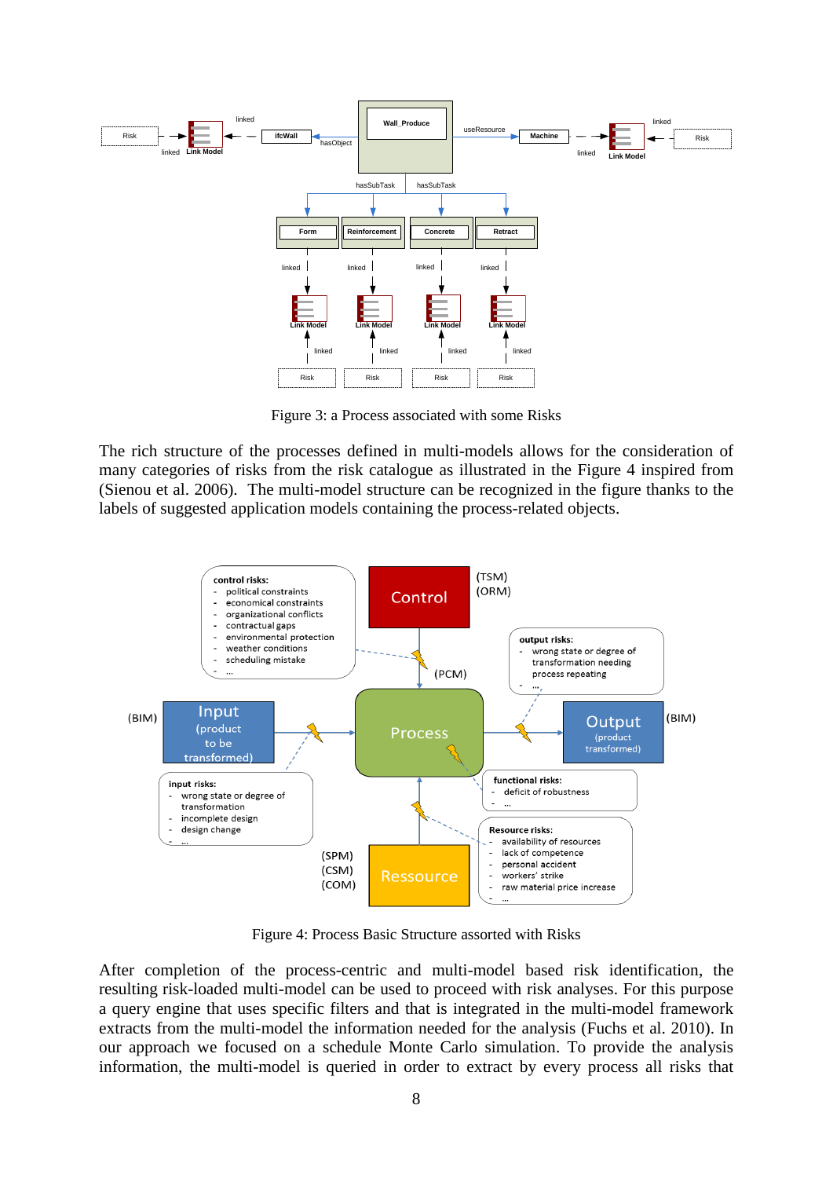Risk
linked
Link Model
linked
ifcWall
hasObject
Wall_Produce
useResource
Machine
linked
Link Model
linked
Risk
hasSubTask
hasSubTask
Form
Reinforcement
Concrete
Retract
linked
linked
linked
linked
Link Model
Link Model
Link Model
Link Model
linked
linked
linked
linked
Risk
Risk
Risk
Risk

Figure 3: a Process associated with some Risks

The rich structure of the processes defined in multi-models allows for the consideration of many categories of risks from the risk catalogue as illustrated in the Figure 4 inspired from (Sienou et al. 2006). The multi-model structure can be recognized in the figure thanks to the labels of suggested application models containing the process-related objects.

control risks:
- political constraints
- economical constraints
- organizational conflicts
- contractual gaps
- environmental protection
- weather conditions
- scheduling mistake
- ...

Control
(TSM)
(ORM)
(PCM)

output risks:
- wrong state or degree of transformation needing process repeating
- ...

(BIM)
Input
(product to be transformed)
Process
Output
(product transformed)
(BIM)

input risks:
- wrong state or degree of transformation
- incomplete design
- design change
- ...

functional risks:
- deficit of robustness
- ...

Resource risks:
- availability of resources
- lack of competence
- personal accident
- workers' strike
- raw material price increase
- ...

(SPM)
(CSM)
(COM)
Ressource

Figure 4: Process Basic Structure assorted with Risks

After completion of the process-centric and multi-model based risk identification, the resulting risk-loaded multi-model can be used to proceed with risk analyses. For this purpose a query engine that uses specific filters and that is integrated in the multi-model framework extracts from the multi-model the information needed for the analysis (Fuchs et al. 2010). In our approach we focused on a schedule Monte Carlo simulation. To provide the analysis information, the multi-model is queried in order to extract by every process all risks that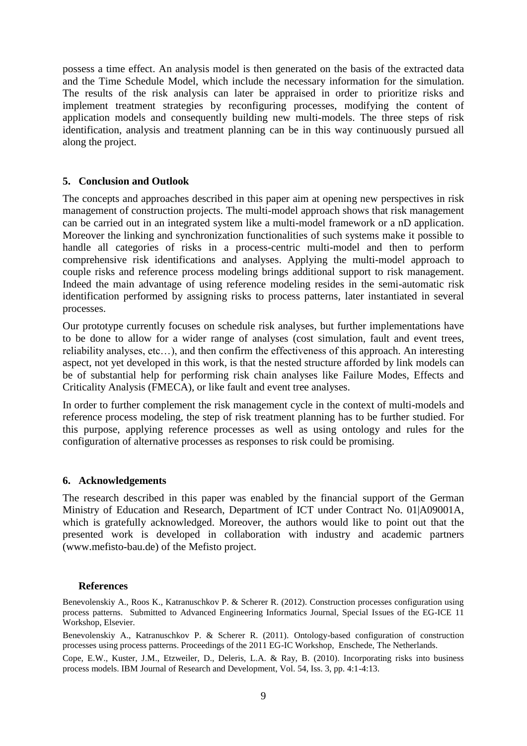possess a time effect. An analysis model is then generated on the basis of the extracted data and the Time Schedule Model, which include the necessary information for the simulation. The results of the risk analysis can later be appraised in order to prioritize risks and implement treatment strategies by reconfiguring processes, modifying the content of application models and consequently building new multi-models. The three steps of risk identification, analysis and treatment planning can be in this way continuously pursued all along the project.

## 5. Conclusion and Outlook

The concepts and approaches described in this paper aim at opening new perspectives in risk management of construction projects. The multi-model approach shows that risk management can be carried out in an integrated system like a multi-model framework or a nD application. Moreover the linking and synchronization functionalities of such systems make it possible to handle all categories of risks in a process-centric multi-model and then to perform comprehensive risk identifications and analyses. Applying the multi-model approach to couple risks and reference process modeling brings additional support to risk management. Indeed the main advantage of using reference modeling resides in the semi-automatic risk identification performed by assigning risks to process patterns, later instantiated in several processes.

Our prototype currently focuses on schedule risk analyses, but further implementations have to be done to allow for a wider range of analyses (cost simulation, fault and event trees, reliability analyses, etc…), and then confirm the effectiveness of this approach. An interesting aspect, not yet developed in this work, is that the nested structure afforded by link models can be of substantial help for performing risk chain analyses like Failure Modes, Effects and Criticality Analysis (FMECA), or like fault and event tree analyses.

In order to further complement the risk management cycle in the context of multi-models and reference process modeling, the step of risk treatment planning has to be further studied. For this purpose, applying reference processes as well as using ontology and rules for the configuration of alternative processes as responses to risk could be promising.

## 6. Acknowledgements

The research described in this paper was enabled by the financial support of the German Ministry of Education and Research, Department of ICT under Contract No. 01|A09001A, which is gratefully acknowledged. Moreover, the authors would like to point out that the presented work is developed in collaboration with industry and academic partners (www.mefisto-bau.de) of the Mefisto project.

## References

Benevolenskiy A., Roos K., Katranuschkov P. & Scherer R. (2012). Construction processes configuration using process patterns. Submitted to Advanced Engineering Informatics Journal, Special Issues of the EG-ICE 11 Workshop, Elsevier.

Benevolenskiy A., Katranuschkov P. & Scherer R. (2011). Ontology-based configuration of construction processes using process patterns. Proceedings of the 2011 EG-IC Workshop, Enschede, The Netherlands.

Cope, E.W., Kuster, J.M., Etzweiler, D., Deleris, L.A. & Ray, B. (2010). Incorporating risks into business process models. IBM Journal of Research and Development, Vol. 54, Iss. 3, pp. 4:1-4:13.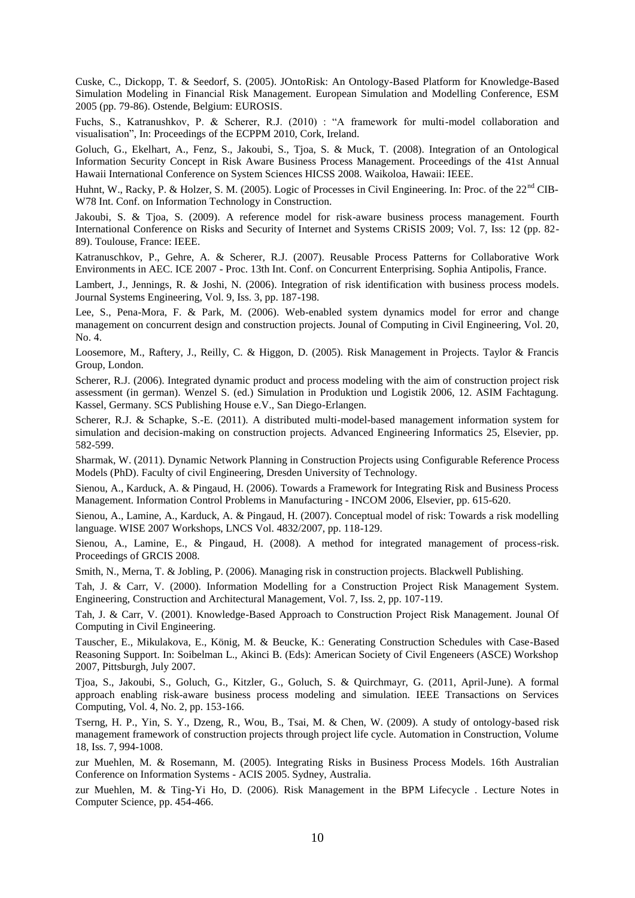Cuske, C., Dickopp, T. & Seedorf, S. (2005). JOntoRisk: An Ontology-Based Platform for Knowledge-Based Simulation Modeling in Financial Risk Management. European Simulation and Modelling Conference, ESM 2005 (pp. 79-86). Ostende, Belgium: EUROSIS.

Fuchs, S., Katranushkov, P. & Scherer, R.J. (2010) : "A framework for multi-model collaboration and visualisation", In: Proceedings of the ECPPM 2010, Cork, Ireland.

Goluch, G., Ekelhart, A., Fenz, S., Jakoubi, S., Tjoa, S. & Muck, T. (2008). Integration of an Ontological Information Security Concept in Risk Aware Business Process Management. Proceedings of the 41st Annual Hawaii International Conference on System Sciences HICSS 2008. Waikoloa, Hawaii: IEEE.

Huhnt, W., Racky, P. & Holzer, S. M. (2005). Logic of Processes in Civil Engineering. In: Proc. of the 22nd CIB-W78 Int. Conf. on Information Technology in Construction.

Jakoubi, S. & Tjoa, S. (2009). A reference model for risk-aware business process management. Fourth International Conference on Risks and Security of Internet and Systems CRiSIS 2009; Vol. 7, Iss: 12 (pp. 82-89). Toulouse, France: IEEE.

Katranuschkov, P., Gehre, A. & Scherer, R.J. (2007). Reusable Process Patterns for Collaborative Work Environments in AEC. ICE 2007 - Proc. 13th Int. Conf. on Concurrent Enterprising. Sophia Antipolis, France.

Lambert, J., Jennings, R. & Joshi, N. (2006). Integration of risk identification with business process models. Journal Systems Engineering, Vol. 9, Iss. 3, pp. 187-198.

Lee, S., Pena-Mora, F. & Park, M. (2006). Web-enabled system dynamics model for error and change management on concurrent design and construction projects. Jounal of Computing in Civil Engineering, Vol. 20, No. 4.

Loosemore, M., Raftery, J., Reilly, C. & Higgon, D. (2005). Risk Management in Projects. Taylor & Francis Group, London.

Scherer, R.J. (2006). Integrated dynamic product and process modeling with the aim of construction project risk assessment (in german). Wenzel S. (ed.) Simulation in Produktion und Logistik 2006, 12. ASIM Fachtagung. Kassel, Germany. SCS Publishing House e.V., San Diego-Erlangen.

Scherer, R.J. & Schapke, S.-E. (2011). A distributed multi-model-based management information system for simulation and decision-making on construction projects. Advanced Engineering Informatics 25, Elsevier, pp. 582-599.

Sharmak, W. (2011). Dynamic Network Planning in Construction Projects using Configurable Reference Process Models (PhD). Faculty of civil Engineering, Dresden University of Technology.

Sienou, A., Karduck, A. & Pingaud, H. (2006). Towards a Framework for Integrating Risk and Business Process Management. Information Control Problems in Manufacturing - INCOM 2006, Elsevier, pp. 615-620.

Sienou, A., Lamine, A., Karduck, A. & Pingaud, H. (2007). Conceptual model of risk: Towards a risk modelling language. WISE 2007 Workshops, LNCS Vol. 4832/2007, pp. 118-129.

Sienou, A., Lamine, E., & Pingaud, H. (2008). A method for integrated management of process-risk. Proceedings of GRCIS 2008.

Smith, N., Merna, T. & Jobling, P. (2006). Managing risk in construction projects. Blackwell Publishing.

Tah, J. & Carr, V. (2000). Information Modelling for a Construction Project Risk Management System. Engineering, Construction and Architectural Management, Vol. 7, Iss. 2, pp. 107-119.

Tah, J. & Carr, V. (2001). Knowledge-Based Approach to Construction Project Risk Management. Jounal Of Computing in Civil Engineering.

Tauscher, E., Mikulakova, E., König, M. & Beucke, K.: Generating Construction Schedules with Case-Based Reasoning Support. In: Soibelman L., Akinci B. (Eds): American Society of Civil Engeneers (ASCE) Workshop 2007, Pittsburgh, July 2007.

Tjoa, S., Jakoubi, S., Goluch, G., Kitzler, G., Goluch, S. & Quirchmayr, G. (2011, April-June). A formal approach enabling risk-aware business process modeling and simulation. IEEE Transactions on Services Computing, Vol. 4, No. 2, pp. 153-166.

Tserng, H. P., Yin, S. Y., Dzeng, R., Wou, B., Tsai, M. & Chen, W. (2009). A study of ontology-based risk management framework of construction projects through project life cycle. Automation in Construction, Volume 18, Iss. 7, 994-1008.

zur Muehlen, M. & Rosemann, M. (2005). Integrating Risks in Business Process Models. 16th Australian Conference on Information Systems - ACIS 2005. Sydney, Australia.

zur Muehlen, M. & Ting-Yi Ho, D. (2006). Risk Management in the BPM Lifecycle . Lecture Notes in Computer Science, pp. 454-466.